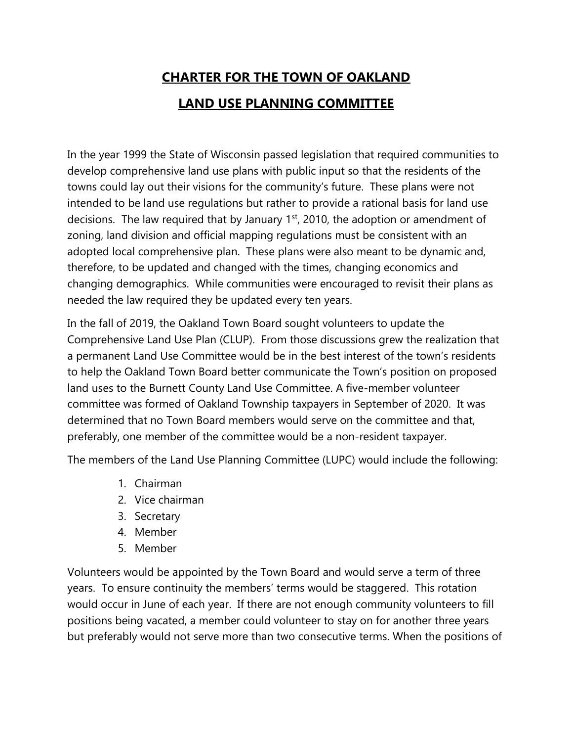# CHARTER FOR THE TOWN OF OAKLAND

# LAND USE PLANNING COMMITTEE

In the year 1999 the State of Wisconsin passed legislation that required communities to develop comprehensive land use plans with public input so that the residents of the towns could lay out their visions for the community's future. These plans were not intended to be land use regulations but rather to provide a rational basis for land use decisions. The law required that by January 1st, 2010, the adoption or amendment of zoning, land division and official mapping regulations must be consistent with an adopted local comprehensive plan. These plans were also meant to be dynamic and, therefore, to be updated and changed with the times, changing economics and changing demographics. While communities were encouraged to revisit their plans as needed the law required they be updated every ten years.

In the fall of 2019, the Oakland Town Board sought volunteers to update the Comprehensive Land Use Plan (CLUP). From those discussions grew the realization that a permanent Land Use Committee would be in the best interest of the town's residents to help the Oakland Town Board better communicate the Town's position on proposed land uses to the Burnett County Land Use Committee. A five-member volunteer committee was formed of Oakland Township taxpayers in September of 2020. It was determined that no Town Board members would serve on the committee and that, preferably, one member of the committee would be a non-resident taxpayer.

The members of the Land Use Planning Committee (LUPC) would include the following:

1. Chairman
2. Vice chairman
3. Secretary
4. Member
5. Member

Volunteers would be appointed by the Town Board and would serve a term of three years. To ensure continuity the members' terms would be staggered. This rotation would occur in June of each year. If there are not enough community volunteers to fill positions being vacated, a member could volunteer to stay on for another three years but preferably would not serve more than two consecutive terms. When the positions of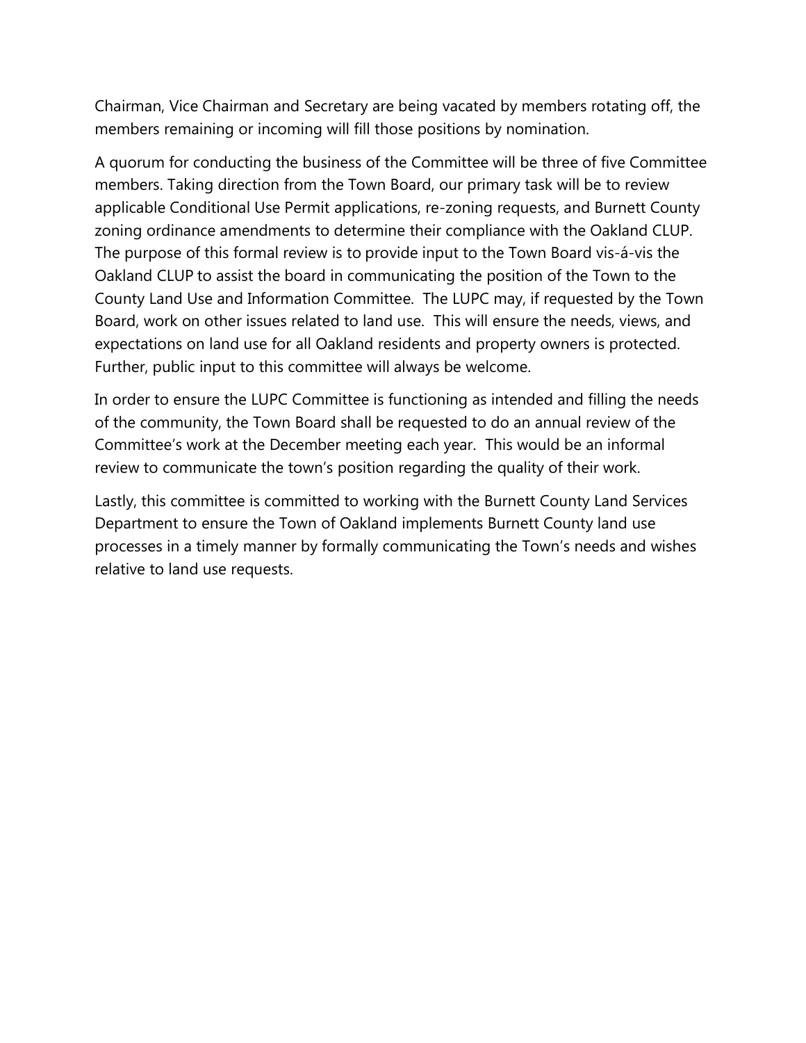Chairman, Vice Chairman and Secretary are being vacated by members rotating off, the members remaining or incoming will fill those positions by nomination.

A quorum for conducting the business of the Committee will be three of five Committee members. Taking direction from the Town Board, our primary task will be to review applicable Conditional Use Permit applications, re-zoning requests, and Burnett County zoning ordinance amendments to determine their compliance with the Oakland CLUP. The purpose of this formal review is to provide input to the Town Board vis-á-vis the Oakland CLUP to assist the board in communicating the position of the Town to the County Land Use and Information Committee. The LUPC may, if requested by the Town Board, work on other issues related to land use. This will ensure the needs, views, and expectations on land use for all Oakland residents and property owners is protected. Further, public input to this committee will always be welcome.

In order to ensure the LUPC Committee is functioning as intended and filling the needs of the community, the Town Board shall be requested to do an annual review of the Committee's work at the December meeting each year. This would be an informal review to communicate the town's position regarding the quality of their work.

Lastly, this committee is committed to working with the Burnett County Land Services Department to ensure the Town of Oakland implements Burnett County land use processes in a timely manner by formally communicating the Town's needs and wishes relative to land use requests.